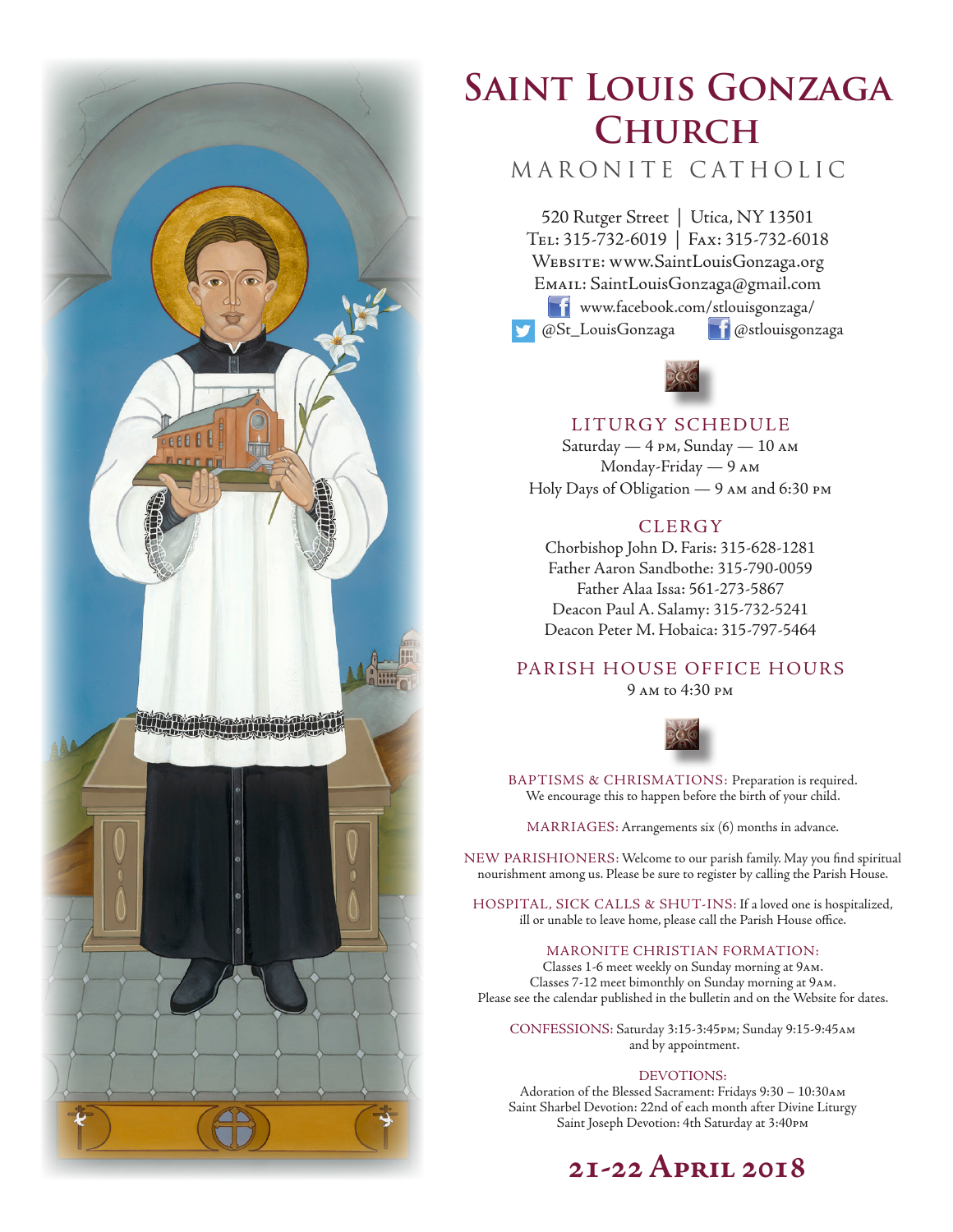# Saint Louis Gonzaga Church

MARONITE CATHOLIC

520 Rutger Street | Utica, NY 13501
Tel: 315-732-6019 | Fax: 315-732-6018
Website: www.SaintLouisGonzaga.org
Email: SaintLouisGonzaga@gmail.com
www.facebook.com/stlouisgonzaga/
@St_LouisGonzaga @stlouisgonzaga

## LITURGY SCHEDULE

Saturday — 4 PM, Sunday — 10 AM
Monday-Friday — 9 AM
Holy Days of Obligation — 9 AM and 6:30 PM

## CLERGY

Chorbishop John D. Faris: 315-628-1281
Father Aaron Sandbothe: 315-790-0059
Father Alaa Issa: 561-273-5867
Deacon Paul A. Salamy: 315-732-5241
Deacon Peter M. Hobaica: 315-797-5464

## PARISH HOUSE OFFICE HOURS

9 AM to 4:30 PM

BAPTISMS & CHRISMATIONS: Preparation is required. We encourage this to happen before the birth of your child.

MARRIAGES: Arrangements six (6) months in advance.

NEW PARISHIONERS: Welcome to our parish family. May you find spiritual nourishment among us. Please be sure to register by calling the Parish House.

HOSPITAL, SICK CALLS & SHUT-INS: If a loved one is hospitalized, ill or unable to leave home, please call the Parish House office.

MARONITE CHRISTIAN FORMATION:
Classes 1-6 meet weekly on Sunday morning at 9AM.
Classes 7-12 meet bimonthly on Sunday morning at 9AM.
Please see the calendar published in the bulletin and on the Website for dates.

CONFESSIONS: Saturday 3:15-3:45PM; Sunday 9:15-9:45AM and by appointment.

DEVOTIONS:
Adoration of the Blessed Sacrament: Fridays 9:30 – 10:30AM
Saint Sharbel Devotion: 22nd of each month after Divine Liturgy
Saint Joseph Devotion: 4th Saturday at 3:40PM

## 21-22 April 2018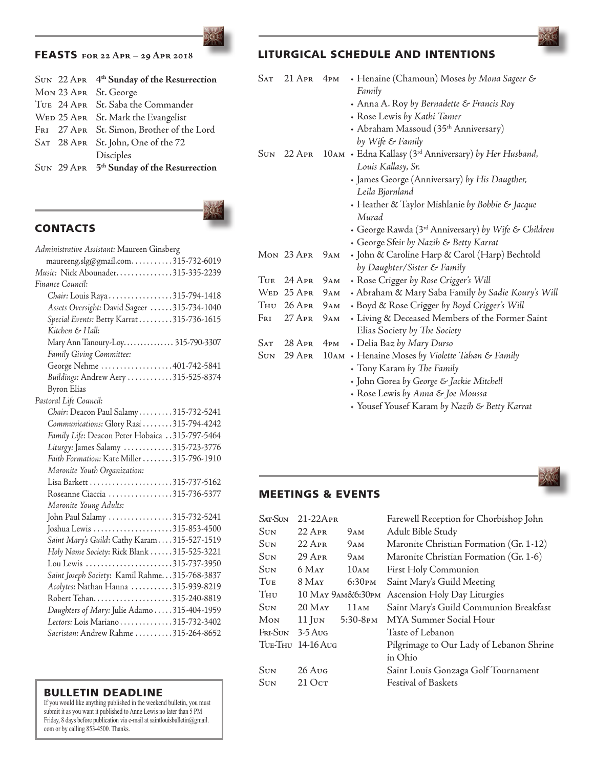## FEASTS FOR 22 APR – 29 APR 2018

| | | |
|---|---|---|
| SUN | 22 APR | **4th Sunday of the Resurrection** |
| MON | 23 APR | St. George |
| TUE | 24 APR | St. Saba the Commander |
| WED | 25 APR | St. Mark the Evangelist |
| FRI | 27 APR | St. Simon, Brother of the Lord |
| SAT | 28 APR | St. John, One of the 72 Disciples |
| SUN | 29 APR | **5th Sunday of the Resurrection** |

## CONTACTS

*Administrative Assistant:* Maureen Ginsberg
maureeng.slg@gmail.com..........315-732-6019
*Music:* Nick Abounader..............315-335-2239
*Finance Council:*
*Chair:* Louis Raya.................315-794-1418
*Assets Oversight:* David Sageer ......315-734-1040
*Special Events:* Betty Karrat.........315-736-1615
*Kitchen & Hall:*
Mary Ann Tanoury-Loy............... 315-790-3307
*Family Giving Committee:*
George Nehme ..................401-742-5841
*Buildings:* Andrew Aery ............315-525-8374
Byron Elias
*Pastoral Life Council:*
*Chair:* Deacon Paul Salamy.........315-732-5241
*Communications:* Glory Rasi ........315-794-4242
*Family Life:* Deacon Peter Hobaica ..315-797-5464
*Liturgy:* James Salamy ............315-723-3776
*Faith Formation:* Kate Miller ........315-796-1910
*Maronite Youth Organization:*
Lisa Barkett .....................315-737-5162
Roseanne Ciaccia .................315-736-5377
*Maronite Young Adults:*
John Paul Salamy .................315-732-5241
Joshua Lewis .....................315-853-4500
*Saint Mary's Guild:* Cathy Karam....315-527-1519
*Holy Name Society:* Rick Blank ......315-525-3221
Lou Lewis .......................315-737-3950
*Saint Joseph Society:* Kamil Rahme...315-768-3837
*Acolytes:* Nathan Hanna ...........315-939-8219
Robert Tehan.....................315-240-8819
*Daughters of Mary:* Julie Adamo .....315-404-1959
*Lectors:* Lois Mariano..............315-732-3402
*Sacristan:* Andrew Rahme ..........315-264-8652

## BULLETIN DEADLINE

If you would like anything published in the weekend bulletin, you must submit it as you want it published to Anne Lewis no later than 5 PM Friday, 8 days before publication via e-mail at saintlouisbulletin@gmail.com or by calling 853-4500. Thanks.

## LITURGICAL SCHEDULE AND INTENTIONS

SAT 21 APR 4PM
- Henaine (Chamoun) Moses *by Mona Sageer & Family*
- Anna A. Roy *by Bernadette & Francis Roy*
- Rose Lewis *by Kathi Tamer*
- Abraham Massoud (35th Anniversary) *by Wife & Family*

SUN 22 APR 10AM
- Edna Kallasy (3rd Anniversary) *by Her Husband, Louis Kallasy, Sr.*
- James George (Anniversary) *by His Daugther, Leila Bjornland*
- Heather & Taylor Mishlanie *by Bobbie & Jacque Murad*
- George Rawda (3rd Anniversary) *by Wife & Children*
- George Sfeir *by Nazih & Betty Karrat*

MON 23 APR 9AM
- John & Caroline Harp & Carol (Harp) Bechtold *by Daughter/Sister & Family*

TUE 24 APR 9AM
- Rose Crigger *by Rose Crigger's Will*

WED 25 APR 9AM
- Abraham & Mary Saba Family *by Sadie Koury's Will*

THU 26 APR 9AM
- Boyd & Rose Crigger *by Boyd Crigger's Will*

FRI 27 APR 9AM
- Living & Deceased Members of the Former Saint Elias Society *by The Society*

SAT 28 APR 4PM
- Delia Baz *by Mary Durso*

SUN 29 APR 10AM
- Henaine Moses *by Violette Tahan & Family*
- Tony Karam *by The Family*
- John Gorea *by George & Jackie Mitchell*
- Rose Lewis *by Anna & Joe Moussa*
- Yousef Yousef Karam *by Nazih & Betty Karrat*

## MEETINGS & EVENTS

| | | | |
|---|---|---|---|
| SAT-SUN | 21-22APR | | Farewell Reception for Chorbishop John |
| SUN | 22 APR | 9AM | Adult Bible Study |
| SUN | 22 APR | 9AM | Maronite Christian Formation (Gr. 1-12) |
| SUN | 29 APR | 9AM | Maronite Christian Formation (Gr. 1-6) |
| SUN | 6 MAY | 10AM | First Holy Communion |
| TUE | 8 MAY | 6:30PM | Saint Mary's Guild Meeting |
| THU | 10 MAY | 9AM&6:30PM | Ascension Holy Day Liturgies |
| SUN | 20 MAY | 11AM | Saint Mary's Guild Communion Breakfast |
| MON | 11 JUN | 5:30-8PM | MYA Summer Social Hour |
| FRI-SUN | 3-5 AUG | | Taste of Lebanon |
| TUE-THU | 14-16 AUG | | Pilgrimage to Our Lady of Lebanon Shrine in Ohio |
| SUN | 26 AUG | | Saint Louis Gonzaga Golf Tournament |
| SUN | 21 OCT | | Festival of Baskets |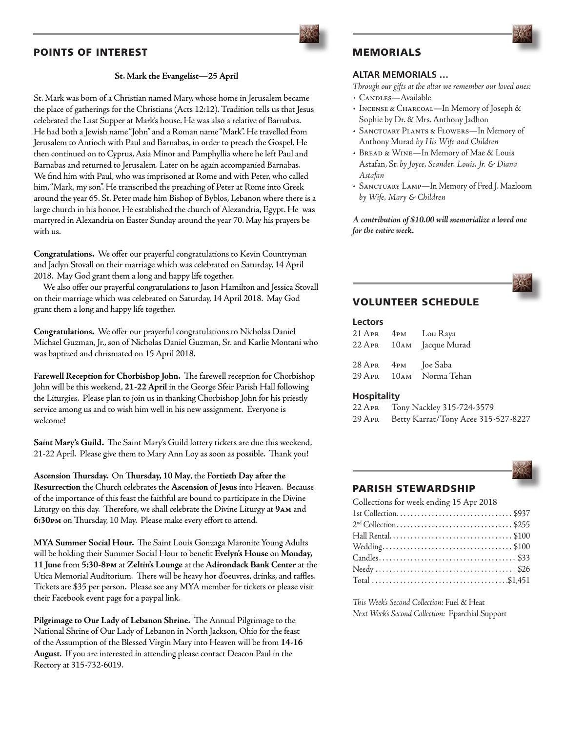## POINTS OF INTEREST

**St. Mark the Evangelist—25 April**

St. Mark was born of a Christian named Mary, whose home in Jerusalem became the place of gatherings for the Christians (Acts 12:12). Tradition tells us that Jesus celebrated the Last Supper at Mark's house. He was also a relative of Barnabas. He had both a Jewish name "John" and a Roman name "Mark". He travelled from Jerusalem to Antioch with Paul and Barnabas, in order to preach the Gospel. He then continued on to Cyprus, Asia Minor and Pamphyllia where he left Paul and Barnabas and returned to Jerusalem. Later on he again accompanied Barnabas. We find him with Paul, who was imprisoned at Rome and with Peter, who called him, "Mark, my son". He transcribed the preaching of Peter at Rome into Greek around the year 65. St. Peter made him Bishop of Byblos, Lebanon where there is a large church in his honor. He established the church of Alexandria, Egypt. He was martyred in Alexandria on Easter Sunday around the year 70. May his prayers be with us.

**Congratulations.** We offer our prayerful congratulations to Kevin Countryman and Jaclyn Stovall on their marriage which was celebrated on Saturday, 14 April 2018. May God grant them a long and happy life together.

We also offer our prayerful congratulations to Jason Hamilton and Jessica Stovall on their marriage which was celebrated on Saturday, 14 April 2018. May God grant them a long and happy life together.

**Congratulations.** We offer our prayerful congratulations to Nicholas Daniel Michael Guzman, Jr., son of Nicholas Daniel Guzman, Sr. and Karlie Montani who was baptized and chrismated on 15 April 2018.

**Farewell Reception for Chorbishop John.** The farewell reception for Chorbishop John will be this weekend, **21-22 April** in the George Sfeir Parish Hall following the Liturgies. Please plan to join us in thanking Chorbishop John for his priestly service among us and to wish him well in his new assignment. Everyone is welcome!

**Saint Mary's Guild.** The Saint Mary's Guild lottery tickets are due this weekend, 21-22 April. Please give them to Mary Ann Loy as soon as possible. Thank you!

**Ascension Thursday.** On **Thursday, 10 May**, the **Fortieth Day after the Resurrection** the Church celebrates the **Ascension** of **Jesus** into Heaven. Because of the importance of this feast the faithful are bound to participate in the Divine Liturgy on this day. Therefore, we shall celebrate the Divine Liturgy at **9AM** and **6:30PM** on Thursday, 10 May. Please make every effort to attend.

**MYA Summer Social Hour.** The Saint Louis Gonzaga Maronite Young Adults will be holding their Summer Social Hour to benefit **Evelyn's House** on **Monday, 11 June** from **5:30-8PM** at **Zeltin's Lounge** at the **Adirondack Bank Center** at the Utica Memorial Auditorium. There will be heavy hor d'oeuvres, drinks, and raffles. Tickets are $35 per person. Please see any MYA member for tickets or please visit their Facebook event page for a paypal link.

**Pilgrimage to Our Lady of Lebanon Shrine.** The Annual Pilgrimage to the National Shrine of Our Lady of Lebanon in North Jackson, Ohio for the feast of the Assumption of the Blessed Virgin Mary into Heaven will be from **14-16 August**. If you are interested in attending please contact Deacon Paul in the Rectory at 315-732-6019.

## MEMORIALS

### ALTAR MEMORIALS …

*Through our gifts at the altar we remember our loved ones:*

- Candles—Available
- Incense & Charcoal—In Memory of Joseph & Sophie by Dr. & Mrs. Anthony Jadhon
- Sanctuary Plants & Flowers—In Memory of Anthony Murad *by His Wife and Children*
- Bread & Wine—In Memory of Mae & Louis Astafan, Sr. *by Joyce, Scander, Louis, Jr. & Diana Astafan*
- Sanctuary Lamp—In Memory of Fred J. Mazloom *by Wife, Mary & Children*

***A contribution of $10.00 will memorialize a loved one for the entire week.***

## VOLUNTEER SCHEDULE

### Lectors

| | | |
|---|---|---|
| 21 Apr | 4PM | Lou Raya |
| 22 Apr | 10AM | Jacque Murad |
| 28 Apr | 4PM | Joe Saba |
| 29 Apr | 10AM | Norma Tehan |

### Hospitality

| | |
|---|---|
| 22 Apr | Tony Nackley 315-724-3579 |
| 29 Apr | Betty Karrat/Tony Acee 315-527-8227 |

## PARISH STEWARDSHIP

Collections for week ending 15 Apr 2018

| | |
|---|---|
| 1st Collection | $937 |
| 2nd Collection | $255 |
| Hall Rental | $100 |
| Wedding | $100 |
| Candles | $33 |
| Needy | $26 |
| Total | $1,451 |

*This Week's Second Collection:* Fuel & Heat
*Next Week's Second Collection:* Eparchial Support